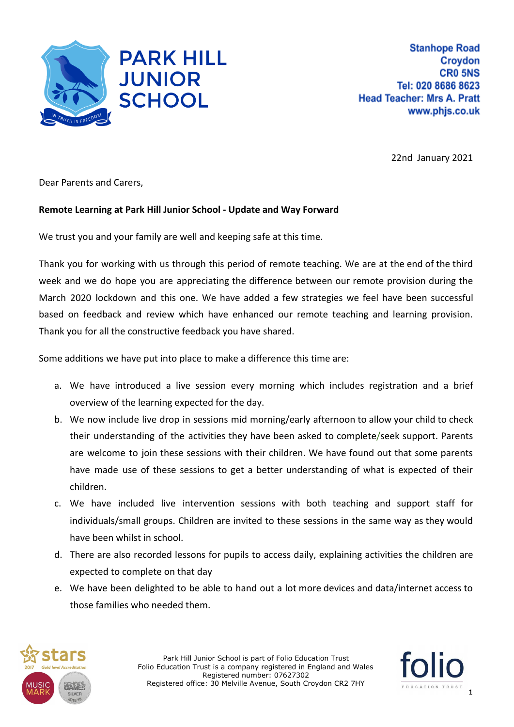# PARK HILL JUNIOR SCHOOL

Stanhope Road
Croydon
CR0 5NS
Tel: 020 8686 8623
Head Teacher: Mrs A. Pratt
www.phjs.co.uk

22nd January 2021

Dear Parents and Carers,

**Remote Learning at Park Hill Junior School - Update and Way Forward**

We trust you and your family are well and keeping safe at this time.

Thank you for working with us through this period of remote teaching. We are at the end of the third week and we do hope you are appreciating the difference between our remote provision during the March 2020 lockdown and this one. We have added a few strategies we feel have been successful based on feedback and review which have enhanced our remote teaching and learning provision. Thank you for all the constructive feedback you have shared.

Some additions we have put into place to make a difference this time are:

a. We have introduced a live session every morning which includes registration and a brief overview of the learning expected for the day.
b. We now include live drop in sessions mid morning/early afternoon to allow your child to check their understanding of the activities they have been asked to complete/seek support. Parents are welcome to join these sessions with their children. We have found out that some parents have made use of these sessions to get a better understanding of what is expected of their children.
c. We have included live intervention sessions with both teaching and support staff for individuals/small groups. Children are invited to these sessions in the same way as they would have been whilst in school.
d. There are also recorded lessons for pupils to access daily, explaining activities the children are expected to complete on that day
e. We have been delighted to be able to hand out a lot more devices and data/internet access to those families who needed them.

Park Hill Junior School is part of Folio Education Trust
Folio Education Trust is a company registered in England and Wales
Registered number: 07627302
Registered office: 30 Melville Avenue, South Croydon CR2 7HY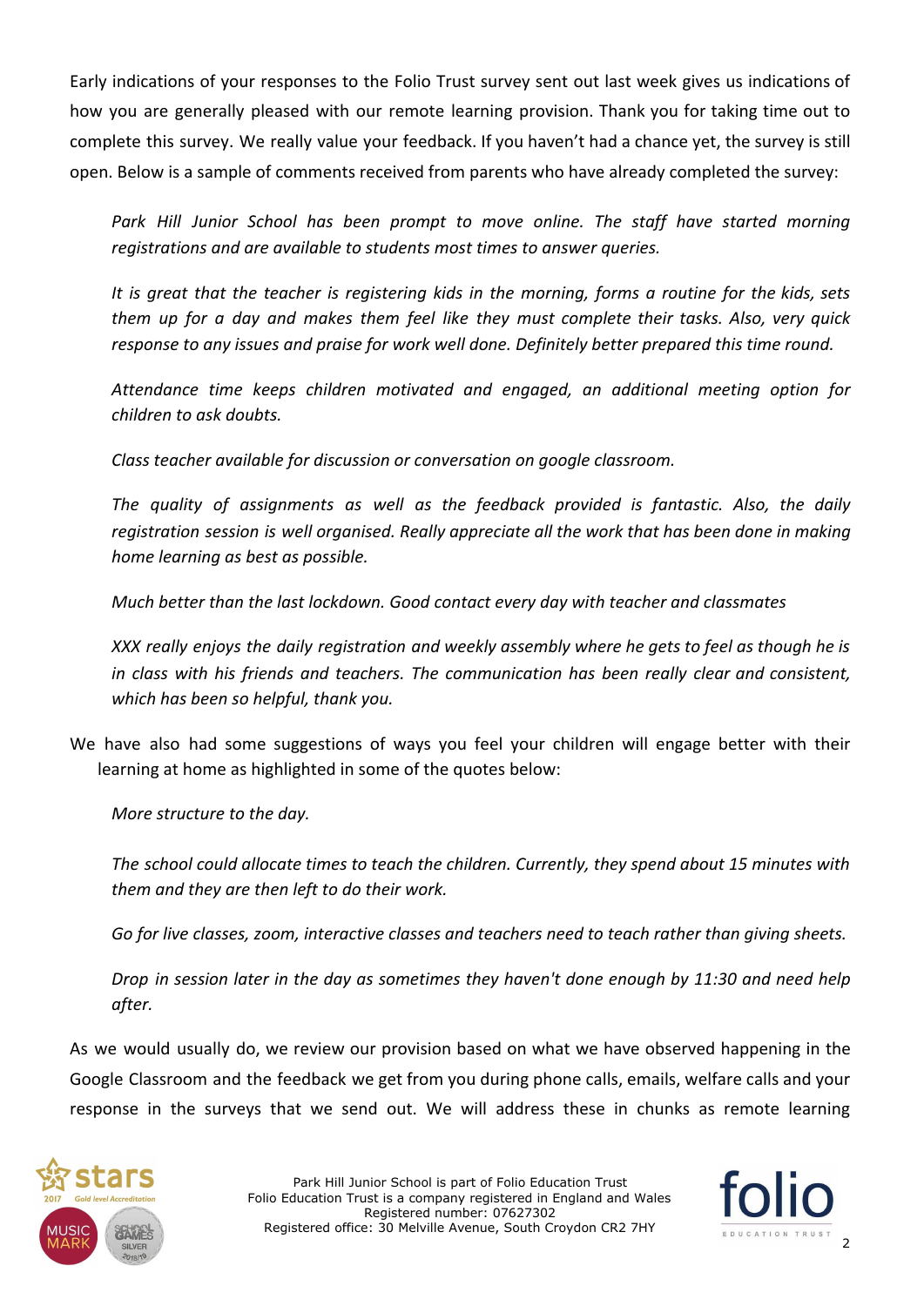Early indications of your responses to the Folio Trust survey sent out last week gives us indications of how you are generally pleased with our remote learning provision. Thank you for taking time out to complete this survey. We really value your feedback. If you haven't had a chance yet, the survey is still open. Below is a sample of comments received from parents who have already completed the survey:

> *Park Hill Junior School has been prompt to move online. The staff have started morning registrations and are available to students most times to answer queries.*
>
> *It is great that the teacher is registering kids in the morning, forms a routine for the kids, sets them up for a day and makes them feel like they must complete their tasks. Also, very quick response to any issues and praise for work well done. Definitely better prepared this time round.*
>
> *Attendance time keeps children motivated and engaged, an additional meeting option for children to ask doubts.*
>
> *Class teacher available for discussion or conversation on google classroom.*
>
> *The quality of assignments as well as the feedback provided is fantastic. Also, the daily registration session is well organised. Really appreciate all the work that has been done in making home learning as best as possible.*
>
> *Much better than the last lockdown. Good contact every day with teacher and classmates*
>
> *XXX really enjoys the daily registration and weekly assembly where he gets to feel as though he is in class with his friends and teachers. The communication has been really clear and consistent, which has been so helpful, thank you.*

We have also had some suggestions of ways you feel your children will engage better with their learning at home as highlighted in some of the quotes below:

> *More structure to the day.*
>
> *The school could allocate times to teach the children. Currently, they spend about 15 minutes with them and they are then left to do their work.*
>
> *Go for live classes, zoom, interactive classes and teachers need to teach rather than giving sheets.*
>
> *Drop in session later in the day as sometimes they haven't done enough by 11:30 and need help after.*

As we would usually do, we review our provision based on what we have observed happening in the Google Classroom and the feedback we get from you during phone calls, emails, welfare calls and your response in the surveys that we send out. We will address these in chunks as remote learning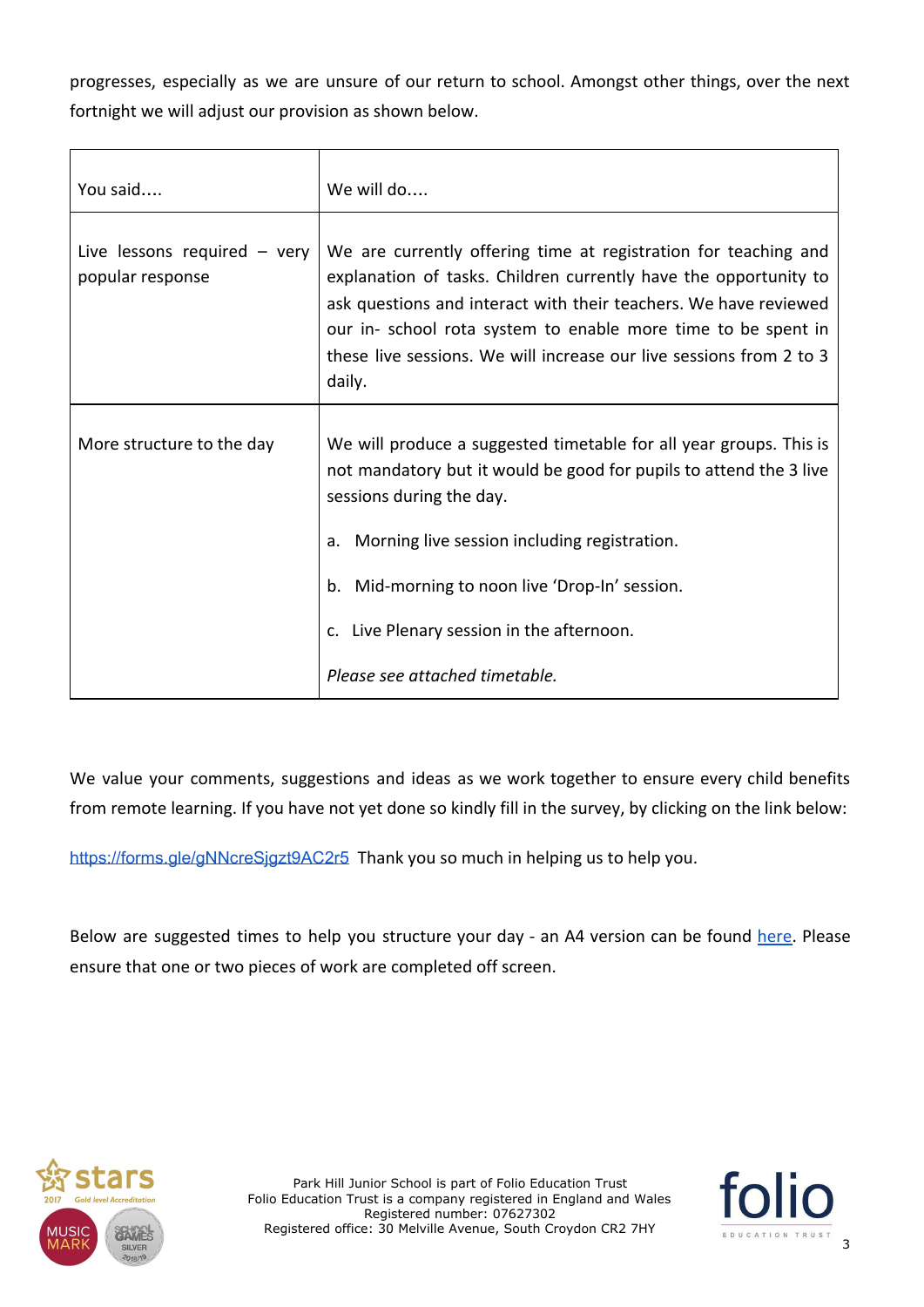progresses, especially as we are unsure of our return to school. Amongst other things, over the next fortnight we will adjust our provision as shown below.

| You said.... | We will do.... |
|---|---|
| Live lessons required – very popular response | We are currently offering time at registration for teaching and explanation of tasks. Children currently have the opportunity to ask questions and interact with their teachers. We have reviewed our in- school rota system to enable more time to be spent in these live sessions. We will increase our live sessions from 2 to 3 daily. |
| More structure to the day | We will produce a suggested timetable for all year groups. This is not mandatory but it would be good for pupils to attend the 3 live sessions during the day.<br><br>a. Morning live session including registration.<br><br>b. Mid-morning to noon live 'Drop-In' session.<br><br>c. Live Plenary session in the afternoon.<br><br>*Please see attached timetable.* |

We value your comments, suggestions and ideas as we work together to ensure every child benefits from remote learning. If you have not yet done so kindly fill in the survey, by clicking on the link below:

https://forms.gle/gNNcreSjgzt9AC2r5 Thank you so much in helping us to help you.

Below are suggested times to help you structure your day - an A4 version can be found here. Please ensure that one or two pieces of work are completed off screen.

Park Hill Junior School is part of Folio Education Trust
Folio Education Trust is a company registered in England and Wales
Registered number: 07627302
Registered office: 30 Melville Avenue, South Croydon CR2 7HY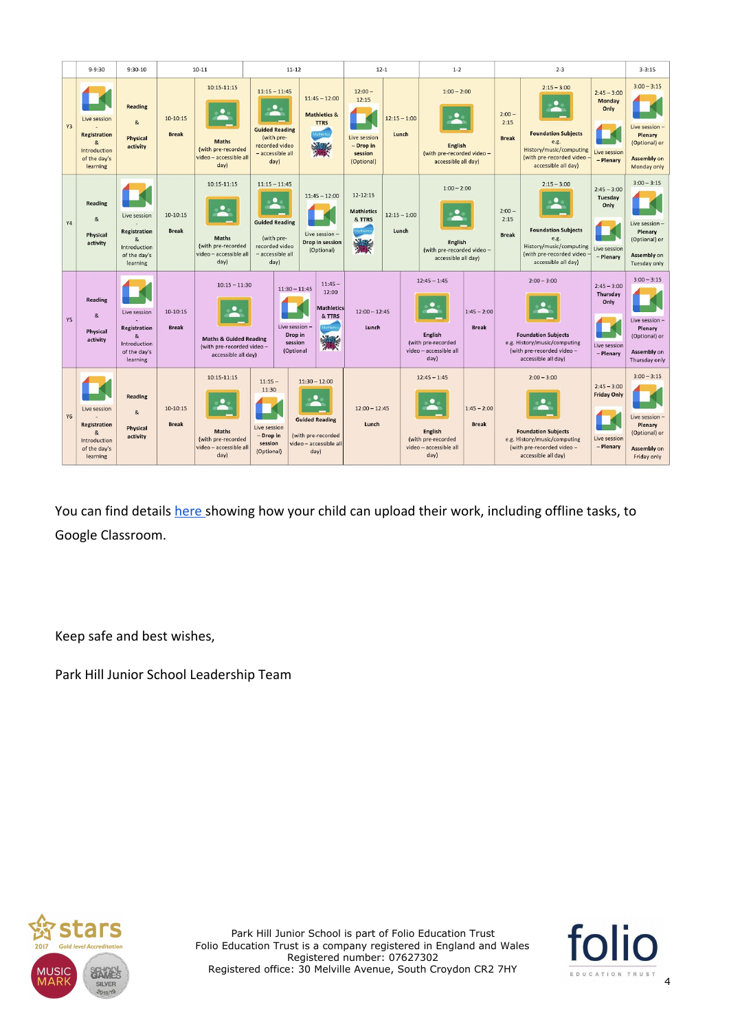| | 9-9:30 | 9:30-10 | 10-11 | | 11-12 | | | 12-1 | | 1-2 | 2-3 | | | 3-3:15 |
|---|---|---|---|---|---|---|---|---|---|---|---|---|---|---|
| Y3 | Live session - Registration & Introduction of the day's learning | Reading & Physical activity | 10-10:15 Break | 10:15-11:15 Maths (with pre-recorded video – accessible all day) | 11:15 – 11:45 Guided Reading (with pre-recorded video – accessible all day) | 11:45 – 12:00 Mathletics & TTRS | | 12:00 – 12:15 Live session – Drop in session (Optional) | 12:15 – 1:00 Lunch | 1:00 – 2:00 English (with pre-recorded video – accessible all day) | 2:00 – 2:15 Break | 2:15 – 3:00 Foundation Subjects e.g. History/music/computing (with pre-recorded video – accessible all day) | 2:45 – 3:00 Monday Only Live session – Plenary | 3:00 – 3:15 Live session – Plenary (Optional) or Assembly on Monday only |
| Y4 | Reading & Physical activity | Live session - Registration & Introduction of the day's learning | 10-10:15 Break | 10:15-11:15 Maths (with pre-recorded video – accessible all day) | 11:15 – 11:45 Guided Reading (with pre-recorded video – accessible all day) | 11:45 – 12:00 Live session – Drop in session (Optional) | | 12-12:15 Mathletics & TTRS | 12:15 – 1:00 Lunch | 1:00 – 2:00 English (with pre-recorded video – accessible all day) | 2:00 – 2:15 Break | 2:15 – 3:00 Foundation Subjects e.g. History/music/computing (with pre-recorded video – accessible all day) | 2:45 – 3:00 Tuesday Only Live session – Plenary | 3:00 – 3:15 Live session – Plenary (Optional) or Assembly on Tuesday only |
| Y5 | Reading & Physical activity | Live session - Registration & Introduction of the day's learning | 10-10:15 Break | 10:15 – 11:30 Maths & Guided Reading (with pre-recorded video – accessible all day) | | 11:30 – 11:45 Live session – Drop in session (Optional | 11:45 – 12:00 Mathletics & TTRS | 12:00 – 12:45 Lunch | 12:45 – 1:45 English (with pre-recorded video – accessible all day) | 1:45 – 2:00 Break | 2:00 – 3:00 Foundation Subjects e.g. History/music/computing (with pre-recorded video – accessible all day) | | 2:45 – 3:00 Thursday Only Live session – Plenary | 3:00 – 3:15 Live session – Plenary (Optional) or Assembly on Thursday only |
| Y6 | Live session - Registration & Introduction of the day's learning | Reading & Physical activity | 10-10:15 Break | 10:15-11:15 Maths (with pre-recorded video – accessible all day) | 11:15 – 11:30 Live session – Drop in session (Optional) | 11:30 – 12:00 Guided Reading (with pre-recorded video – accessible all day) | | 12:00 – 12:45 Lunch | 12:45 – 1:45 English (with pre-recorded video – accessible all day) | 1:45 – 2:00 Break | 2:00 – 3:00 Foundation Subjects e.g. History/music/computing (with pre-recorded video – accessible all day) | | 2:45 – 3:00 Friday Only Live session – Plenary | 3:00 – 3:15 Live session – Plenary (Optional) or Assembly on Friday only |

You can find details here showing how your child can upload their work, including offline tasks, to Google Classroom.

Keep safe and best wishes,

Park Hill Junior School Leadership Team

Park Hill Junior School is part of Folio Education Trust
Folio Education Trust is a company registered in England and Wales
Registered number: 07627302
Registered office: 30 Melville Avenue, South Croydon CR2 7HY